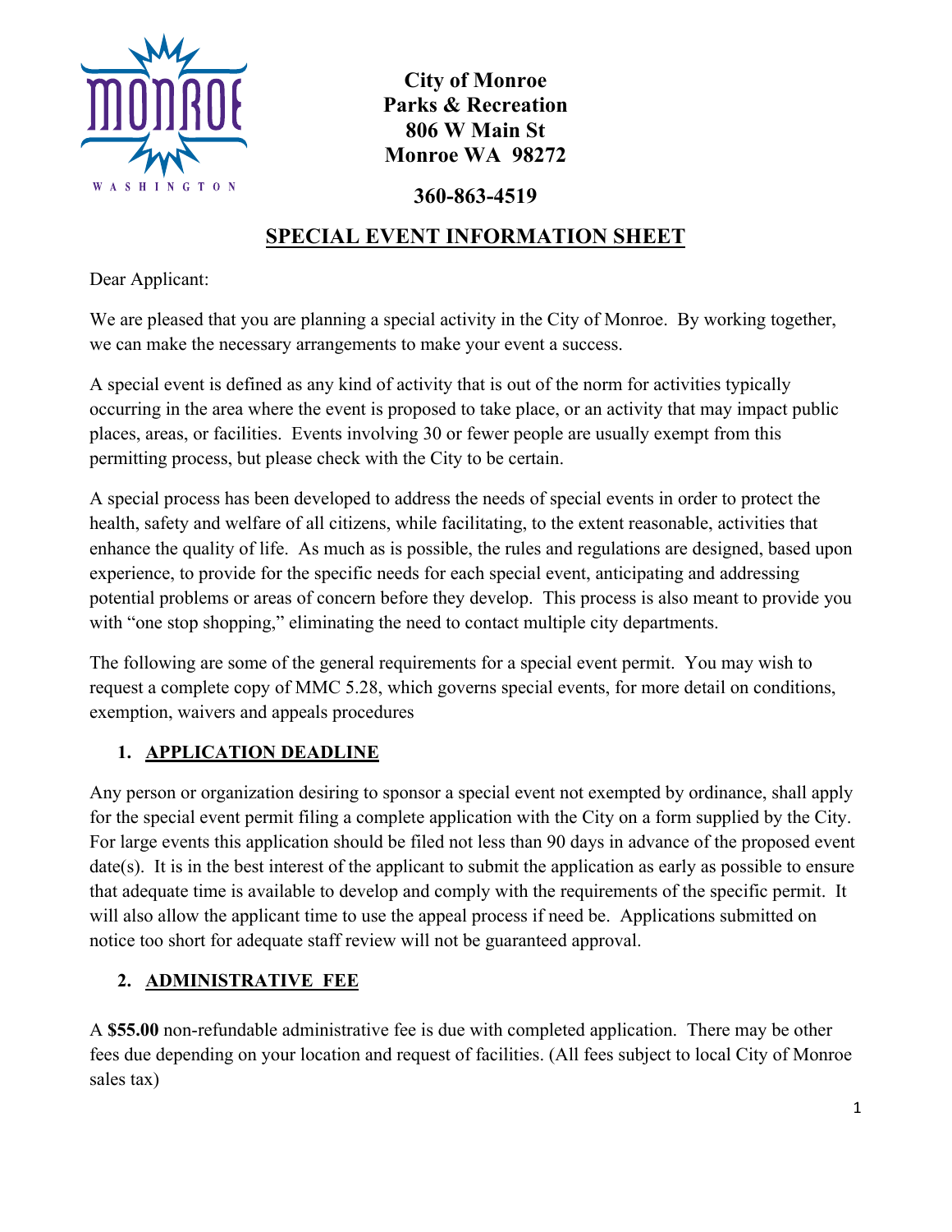**City of Monroe**
**Parks & Recreation**
**806 W Main St**
**Monroe WA 98272**

**360-863-4519**

# SPECIAL EVENT INFORMATION SHEET

Dear Applicant:

We are pleased that you are planning a special activity in the City of Monroe. By working together, we can make the necessary arrangements to make your event a success.

A special event is defined as any kind of activity that is out of the norm for activities typically occurring in the area where the event is proposed to take place, or an activity that may impact public places, areas, or facilities. Events involving 30 or fewer people are usually exempt from this permitting process, but please check with the City to be certain.

A special process has been developed to address the needs of special events in order to protect the health, safety and welfare of all citizens, while facilitating, to the extent reasonable, activities that enhance the quality of life. As much as is possible, the rules and regulations are designed, based upon experience, to provide for the specific needs for each special event, anticipating and addressing potential problems or areas of concern before they develop. This process is also meant to provide you with "one stop shopping," eliminating the need to contact multiple city departments.

The following are some of the general requirements for a special event permit. You may wish to request a complete copy of MMC 5.28, which governs special events, for more detail on conditions, exemption, waivers and appeals procedures

## 1. APPLICATION DEADLINE

Any person or organization desiring to sponsor a special event not exempted by ordinance, shall apply for the special event permit filing a complete application with the City on a form supplied by the City. For large events this application should be filed not less than 90 days in advance of the proposed event date(s). It is in the best interest of the applicant to submit the application as early as possible to ensure that adequate time is available to develop and comply with the requirements of the specific permit. It will also allow the applicant time to use the appeal process if need be. Applications submitted on notice too short for adequate staff review will not be guaranteed approval.

## 2. ADMINISTRATIVE FEE

A **$55.00** non-refundable administrative fee is due with completed application. There may be other fees due depending on your location and request of facilities. (All fees subject to local City of Monroe sales tax)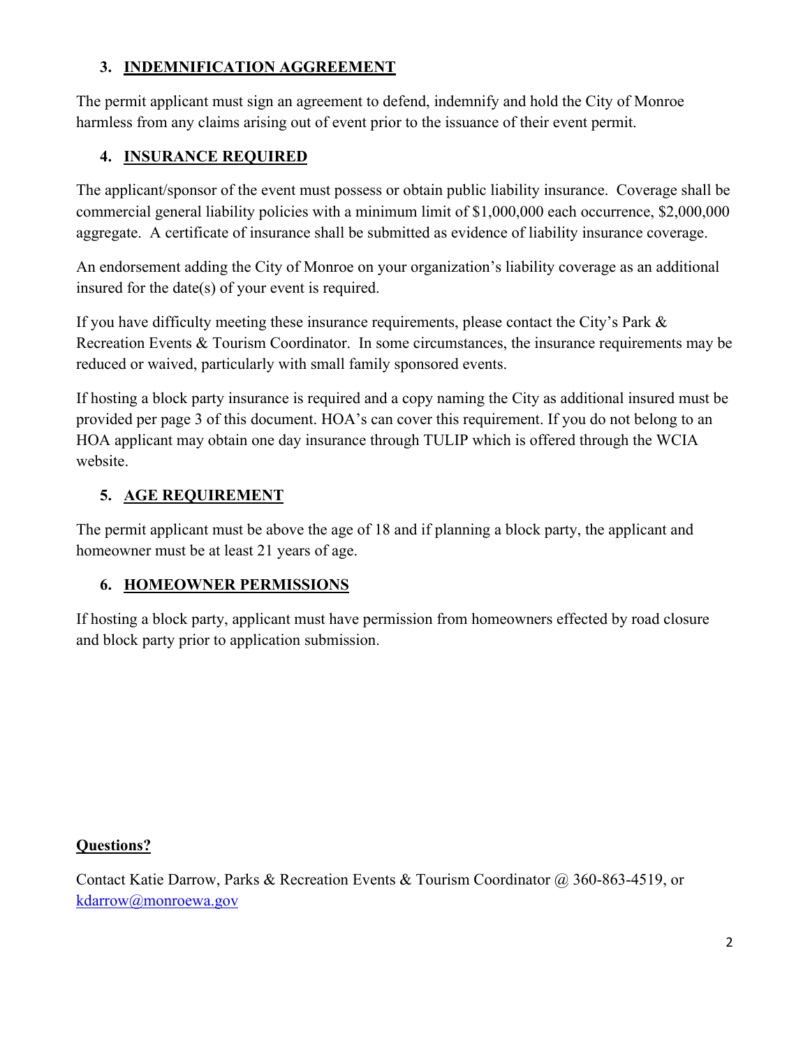### 3. INDEMNIFICATION AGGREEMENT

The permit applicant must sign an agreement to defend, indemnify and hold the City of Monroe harmless from any claims arising out of event prior to the issuance of their event permit.

### 4. INSURANCE REQUIRED

The applicant/sponsor of the event must possess or obtain public liability insurance. Coverage shall be commercial general liability policies with a minimum limit of $1,000,000 each occurrence, $2,000,000 aggregate. A certificate of insurance shall be submitted as evidence of liability insurance coverage.

An endorsement adding the City of Monroe on your organization's liability coverage as an additional insured for the date(s) of your event is required.

If you have difficulty meeting these insurance requirements, please contact the City's Park & Recreation Events & Tourism Coordinator. In some circumstances, the insurance requirements may be reduced or waived, particularly with small family sponsored events.

If hosting a block party insurance is required and a copy naming the City as additional insured must be provided per page 3 of this document. HOA's can cover this requirement. If you do not belong to an HOA applicant may obtain one day insurance through TULIP which is offered through the WCIA website.

### 5. AGE REQUIREMENT

The permit applicant must be above the age of 18 and if planning a block party, the applicant and homeowner must be at least 21 years of age.

### 6. HOMEOWNER PERMISSIONS

If hosting a block party, applicant must have permission from homeowners effected by road closure and block party prior to application submission.

**Questions?**

Contact Katie Darrow, Parks & Recreation Events & Tourism Coordinator @ 360-863-4519, or kdarrow@monroewa.gov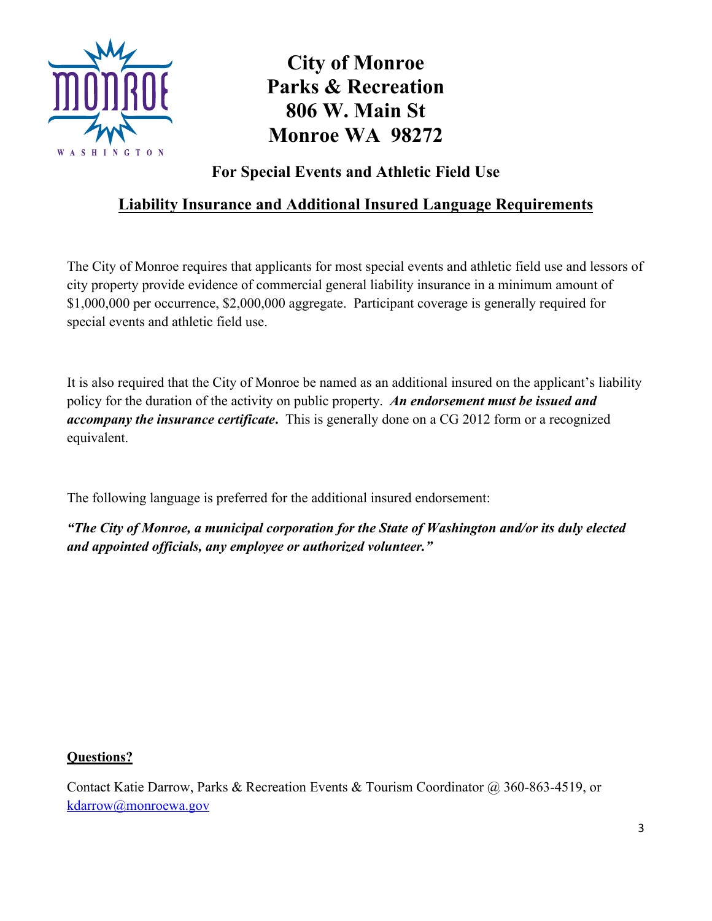# City of Monroe
# Parks & Recreation
# 806 W. Main St
# Monroe WA 98272

## For Special Events and Athletic Field Use

## Liability Insurance and Additional Insured Language Requirements

The City of Monroe requires that applicants for most special events and athletic field use and lessors of city property provide evidence of commercial general liability insurance in a minimum amount of $1,000,000 per occurrence, $2,000,000 aggregate. Participant coverage is generally required for special events and athletic field use.

It is also required that the City of Monroe be named as an additional insured on the applicant's liability policy for the duration of the activity on public property. ***An endorsement must be issued and accompany the insurance certificate***. This is generally done on a CG 2012 form or a recognized equivalent.

The following language is preferred for the additional insured endorsement:

***"The City of Monroe, a municipal corporation for the State of Washington and/or its duly elected and appointed officials, any employee or authorized volunteer."***

**Questions?**

Contact Katie Darrow, Parks & Recreation Events & Tourism Coordinator @ 360-863-4519, or kdarrow@monroewa.gov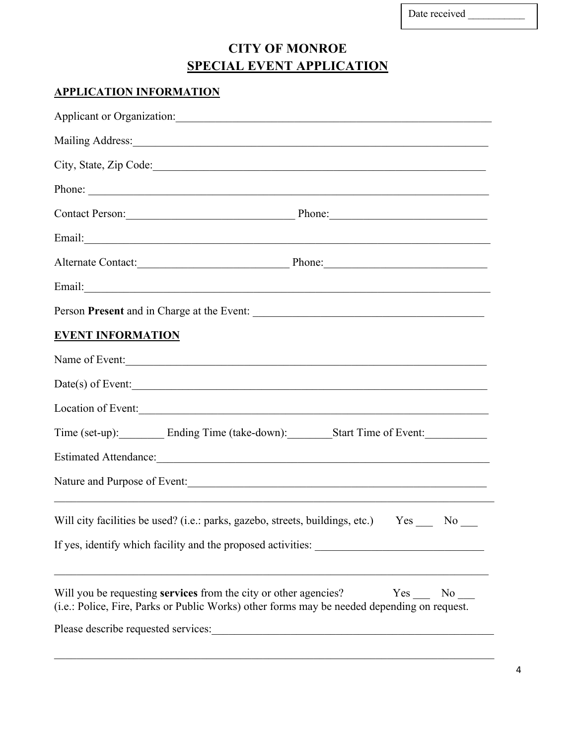Date received ___________

# CITY OF MONROE

## SPECIAL EVENT APPLICATION

**APPLICATION INFORMATION**

Applicant or Organization:___________________________________________________________

Mailing Address:_________________________________________________________________

City, State, Zip Code:_____________________________________________________________

Phone: _________________________________________________________________________

Contact Person:______________________________ Phone:___________________________

Email:__________________________________________________________________________

Alternate Contact:___________________________ Phone:____________________________

Email:__________________________________________________________________________

Person **Present** and in Charge at the Event: ________________________________________

**EVENT INFORMATION**

Name of Event:___________________________________________________________________

Date(s) of Event:_________________________________________________________________

Location of Event:________________________________________________________________

Time (set-up):________ Ending Time (take-down):________Start Time of Event:___________

Estimated Attendance:_____________________________________________________________

Nature and Purpose of Event:_______________________________________________________

________________________________________________________________________________

Will city facilities be used? (i.e.: parks, gazebo, streets, buildings, etc.) Yes ___ No ___

If yes, identify which facility and the proposed activities: ______________________________

________________________________________________________________________________

Will you be requesting **services** from the city or other agencies? Yes ___ No ___
(i.e.: Police, Fire, Parks or Public Works) other forms may be needed depending on request.

Please describe requested services:___________________________________________________

________________________________________________________________________________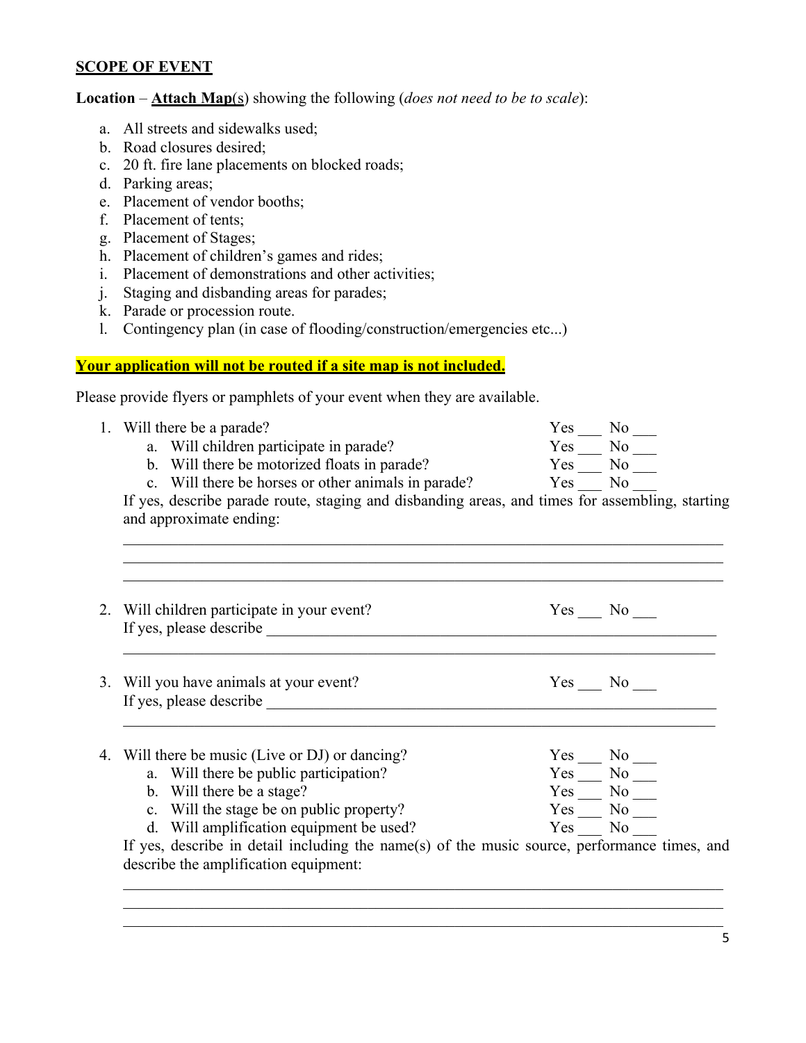## SCOPE OF EVENT

**Location** – **Attach Map(s)** showing the following (*does not need to be to scale*):

a. All streets and sidewalks used;
b. Road closures desired;
c. 20 ft. fire lane placements on blocked roads;
d. Parking areas;
e. Placement of vendor booths;
f. Placement of tents;
g. Placement of Stages;
h. Placement of children's games and rides;
i. Placement of demonstrations and other activities;
j. Staging and disbanding areas for parades;
k. Parade or procession route.
l. Contingency plan (in case of flooding/construction/emergencies etc...)

**Your application will not be routed if a site map is not included.**

Please provide flyers or pamphlets of your event when they are available.

1. Will there be a parade? Yes ___ No ___
   a. Will children participate in parade? Yes ___ No ___
   b. Will there be motorized floats in parade? Yes ___ No ___
   c. Will there be horses or other animals in parade? Yes ___ No ___

   If yes, describe parade route, staging and disbanding areas, and times for assembling, starting and approximate ending:

   ______________________________________________________________________________
   ______________________________________________________________________________
   ______________________________________________________________________________

2. Will children participate in your event? Yes ___ No ___
   If yes, please describe ______________________________________________________________
   ______________________________________________________________________________

3. Will you have animals at your event? Yes ___ No ___
   If yes, please describe ______________________________________________________________
   ______________________________________________________________________________

4. Will there be music (Live or DJ) or dancing? Yes ___ No ___
   a. Will there be public participation? Yes ___ No ___
   b. Will there be a stage? Yes ___ No ___
   c. Will the stage be on public property? Yes ___ No ___
   d. Will amplification equipment be used? Yes ___ No ___

   If yes, describe in detail including the name(s) of the music source, performance times, and describe the amplification equipment:

   ______________________________________________________________________________
   ______________________________________________________________________________
   ______________________________________________________________________________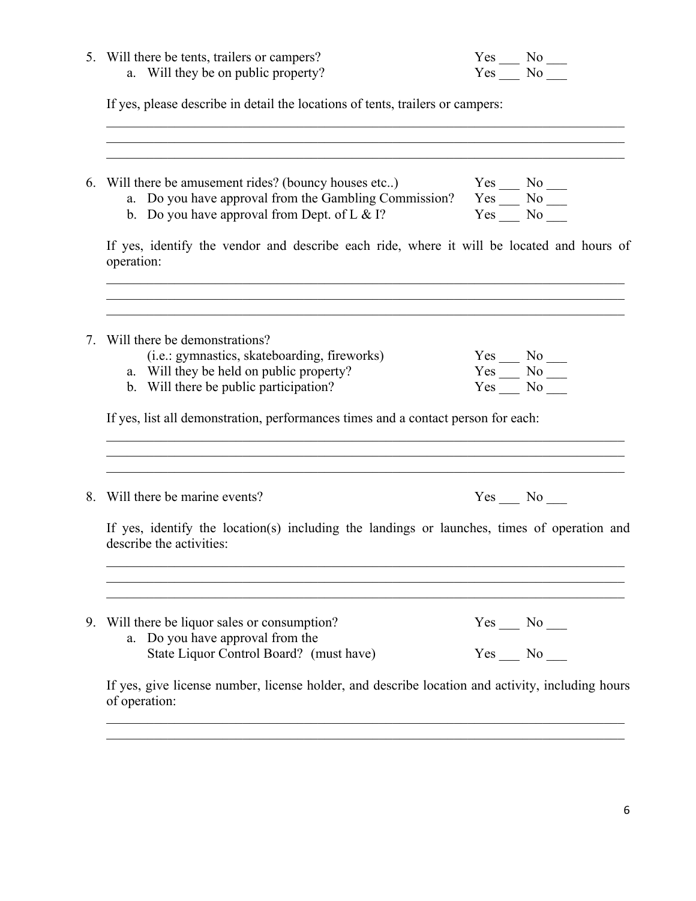5. Will there be tents, trailers or campers? Yes ___ No ___
   a. Will they be on public property? Yes ___ No ___

   If yes, please describe in detail the locations of tents, trailers or campers:

   ______________________________________________________________________________
   ______________________________________________________________________________
   ______________________________________________________________________________

6. Will there be amusement rides? (bouncy houses etc..) Yes ___ No ___
   a. Do you have approval from the Gambling Commission? Yes ___ No ___
   b. Do you have approval from Dept. of L & I? Yes ___ No ___

   If yes, identify the vendor and describe each ride, where it will be located and hours of operation:

   ______________________________________________________________________________
   ______________________________________________________________________________
   ______________________________________________________________________________

7. Will there be demonstrations?
   (i.e.: gymnastics, skateboarding, fireworks) Yes ___ No ___
   a. Will they be held on public property? Yes ___ No ___
   b. Will there be public participation? Yes ___ No ___

   If yes, list all demonstration, performances times and a contact person for each:

   ______________________________________________________________________________
   ______________________________________________________________________________
   ______________________________________________________________________________

8. Will there be marine events? Yes ___ No ___

   If yes, identify the location(s) including the landings or launches, times of operation and describe the activities:

   ______________________________________________________________________________
   ______________________________________________________________________________
   ______________________________________________________________________________

9. Will there be liquor sales or consumption? Yes ___ No ___
   a. Do you have approval from the State Liquor Control Board? (must have) Yes ___ No ___

   If yes, give license number, license holder, and describe location and activity, including hours of operation:

   ______________________________________________________________________________
   ______________________________________________________________________________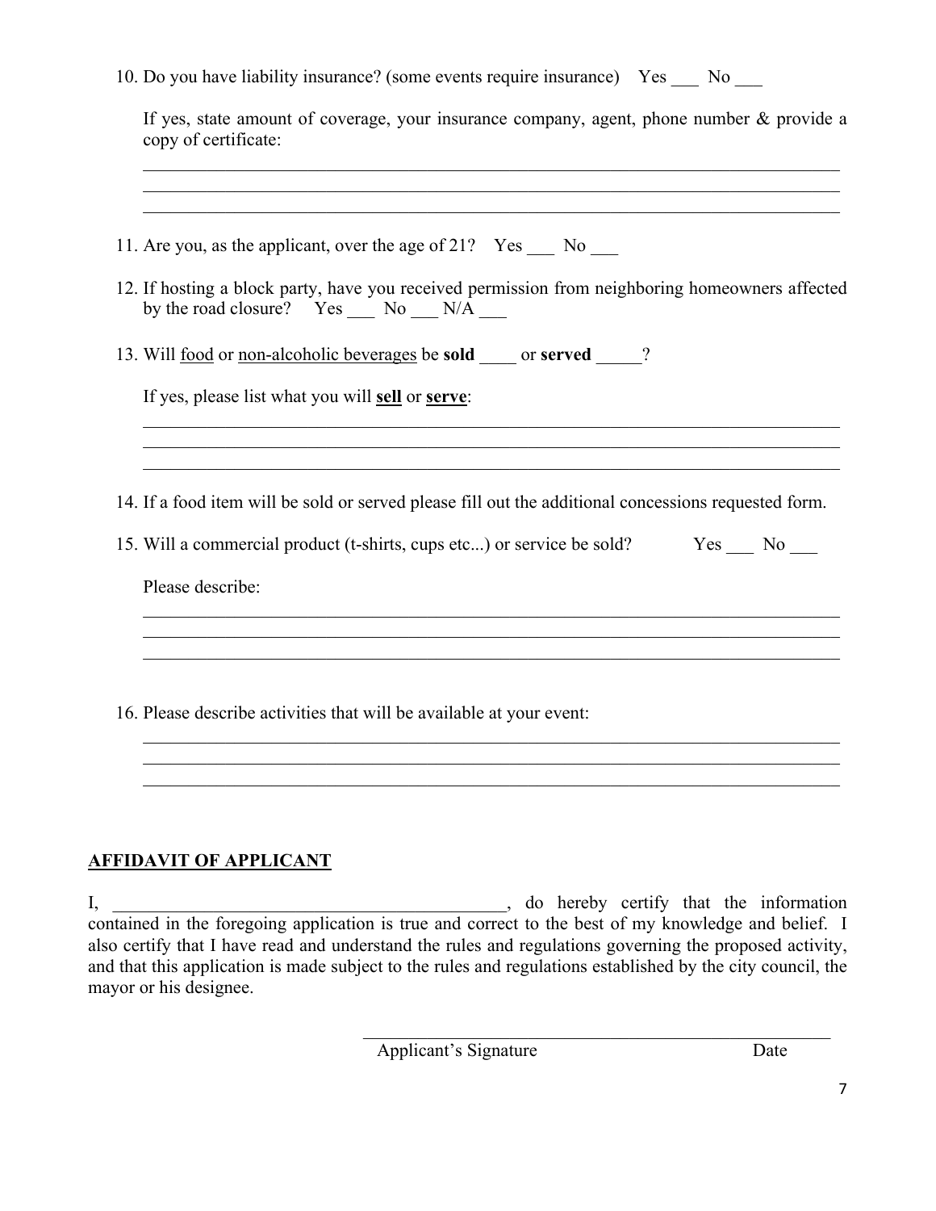10. Do you have liability insurance? (some events require insurance) Yes ___ No ___

    If yes, state amount of coverage, your insurance company, agent, phone number & provide a copy of certificate:

    ____________________________________________________________________________
    ____________________________________________________________________________
    ____________________________________________________________________________

11. Are you, as the applicant, over the age of 21? Yes ___ No ___

12. If hosting a block party, have you received permission from neighboring homeowners affected by the road closure? Yes ___ No ___ N/A ___

13. Will <u>food</u> or <u>non-alcoholic beverages</u> be **sold** ____ or **served** _____?

    If yes, please list what you will <u>**sell**</u> or <u>**serve**</u>:

    ____________________________________________________________________________
    ____________________________________________________________________________
    ____________________________________________________________________________

14. If a food item will be sold or served please fill out the additional concessions requested form.

15. Will a commercial product (t-shirts, cups etc...) or service be sold? Yes ___ No ___

    Please describe:

    ____________________________________________________________________________
    ____________________________________________________________________________
    ____________________________________________________________________________

16. Please describe activities that will be available at your event:

    ____________________________________________________________________________
    ____________________________________________________________________________
    ____________________________________________________________________________

## <u>AFFIDAVIT OF APPLICANT</u>

I, ____________________________________________, do hereby certify that the information contained in the foregoing application is true and correct to the best of my knowledge and belief. I also certify that I have read and understand the rules and regulations governing the proposed activity, and that this application is made subject to the rules and regulations established by the city council, the mayor or his designee.

____________________________________________________
Applicant's Signature Date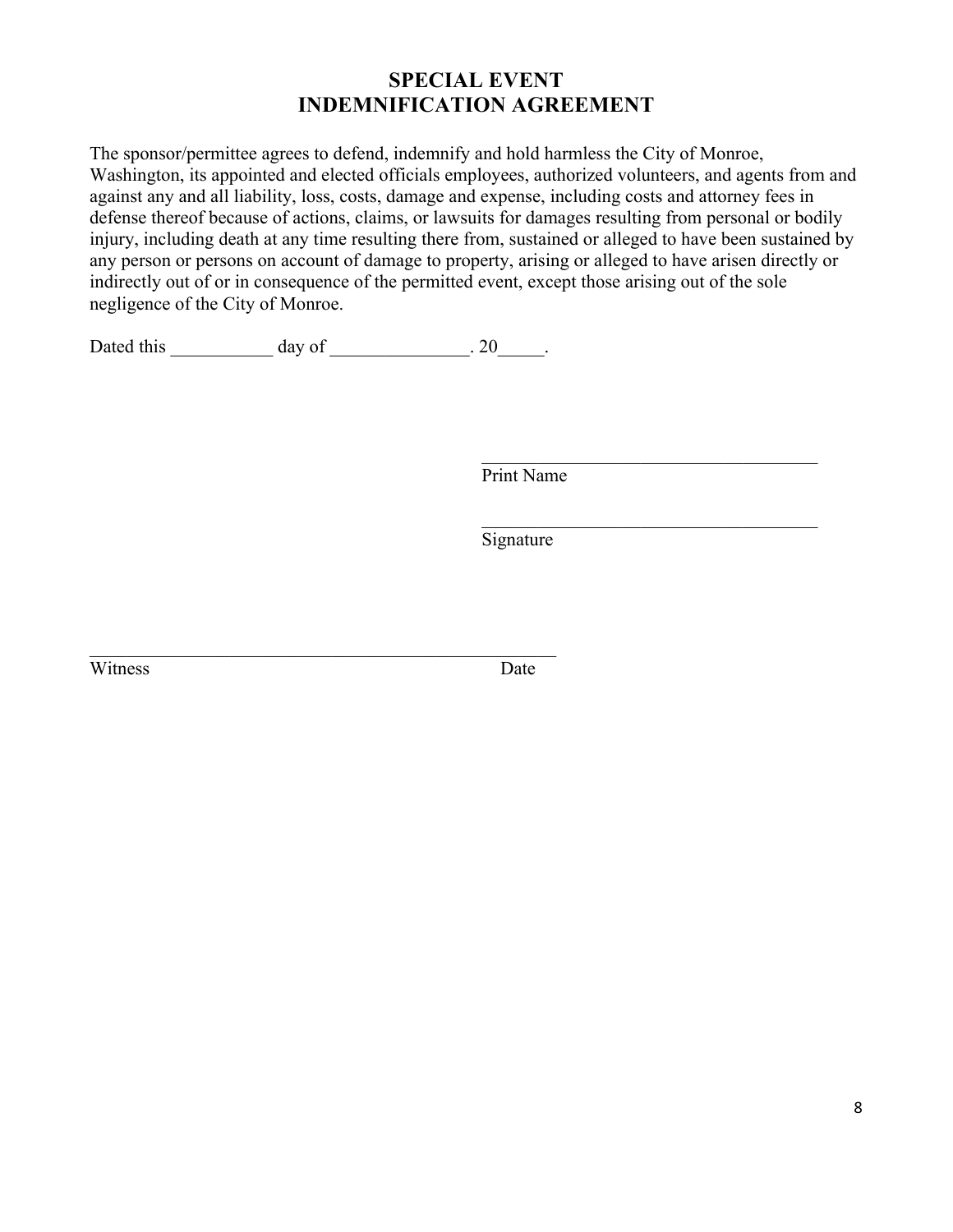# SPECIAL EVENT
# INDEMNIFICATION AGREEMENT

The sponsor/permittee agrees to defend, indemnify and hold harmless the City of Monroe, Washington, its appointed and elected officials employees, authorized volunteers, and agents from and against any and all liability, loss, costs, damage and expense, including costs and attorney fees in defense thereof because of actions, claims, or lawsuits for damages resulting from personal or bodily injury, including death at any time resulting there from, sustained or alleged to have been sustained by any person or persons on account of damage to property, arising or alleged to have arisen directly or indirectly out of or in consequence of the permitted event, except those arising out of the sole negligence of the City of Monroe.

Dated this ___________ day of _______________. 20_____.

_____________________________________
Print Name

_____________________________________
Signature

____________________________________________________
Witness Date